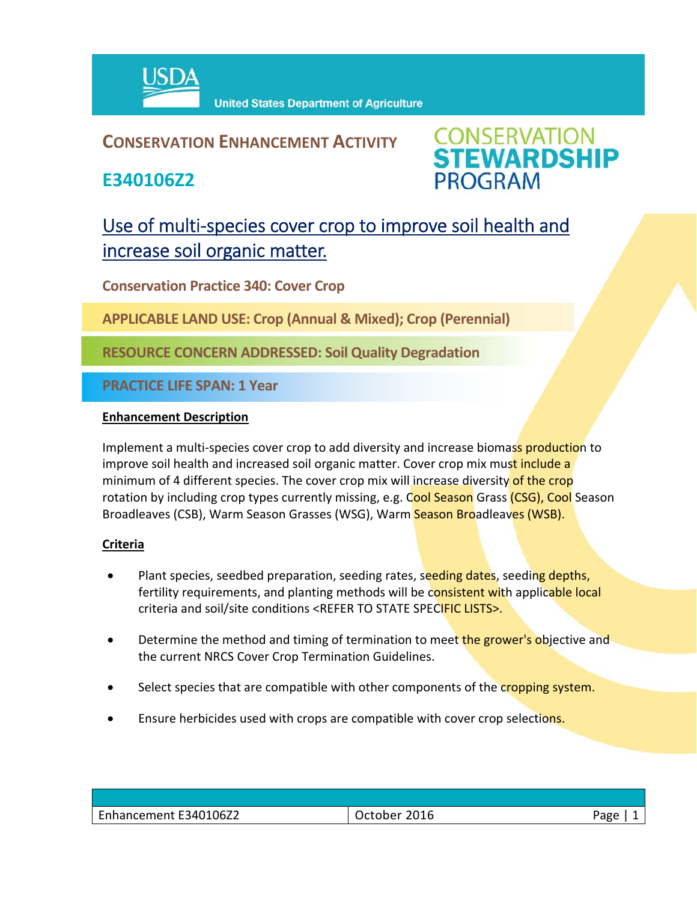**USDA** United States Department of Agriculture

## CONSERVATION ENHANCEMENT ACTIVITY

## E340106Z2

**CONSERVATION STEWARDSHIP PROGRAM**

# Use of multi-species cover crop to improve soil health and increase soil organic matter.

**Conservation Practice 340: Cover Crop**

**APPLICABLE LAND USE: Crop (Annual & Mixed); Crop (Perennial)**

**RESOURCE CONCERN ADDRESSED: Soil Quality Degradation**

**PRACTICE LIFE SPAN: 1 Year**

### Enhancement Description

Implement a multi-species cover crop to add diversity and increase biomass production to improve soil health and increased soil organic matter. Cover crop mix must include a minimum of 4 different species. The cover crop mix will increase diversity of the crop rotation by including crop types currently missing, e.g. Cool Season Grass (CSG), Cool Season Broadleaves (CSB), Warm Season Grasses (WSG), Warm Season Broadleaves (WSB).

### Criteria

- Plant species, seedbed preparation, seeding rates, seeding dates, seeding depths, fertility requirements, and planting methods will be consistent with applicable local criteria and soil/site conditions <REFER TO STATE SPECIFIC LISTS>.
- Determine the method and timing of termination to meet the grower's objective and the current NRCS Cover Crop Termination Guidelines.
- Select species that are compatible with other components of the cropping system.
- Ensure herbicides used with crops are compatible with cover crop selections.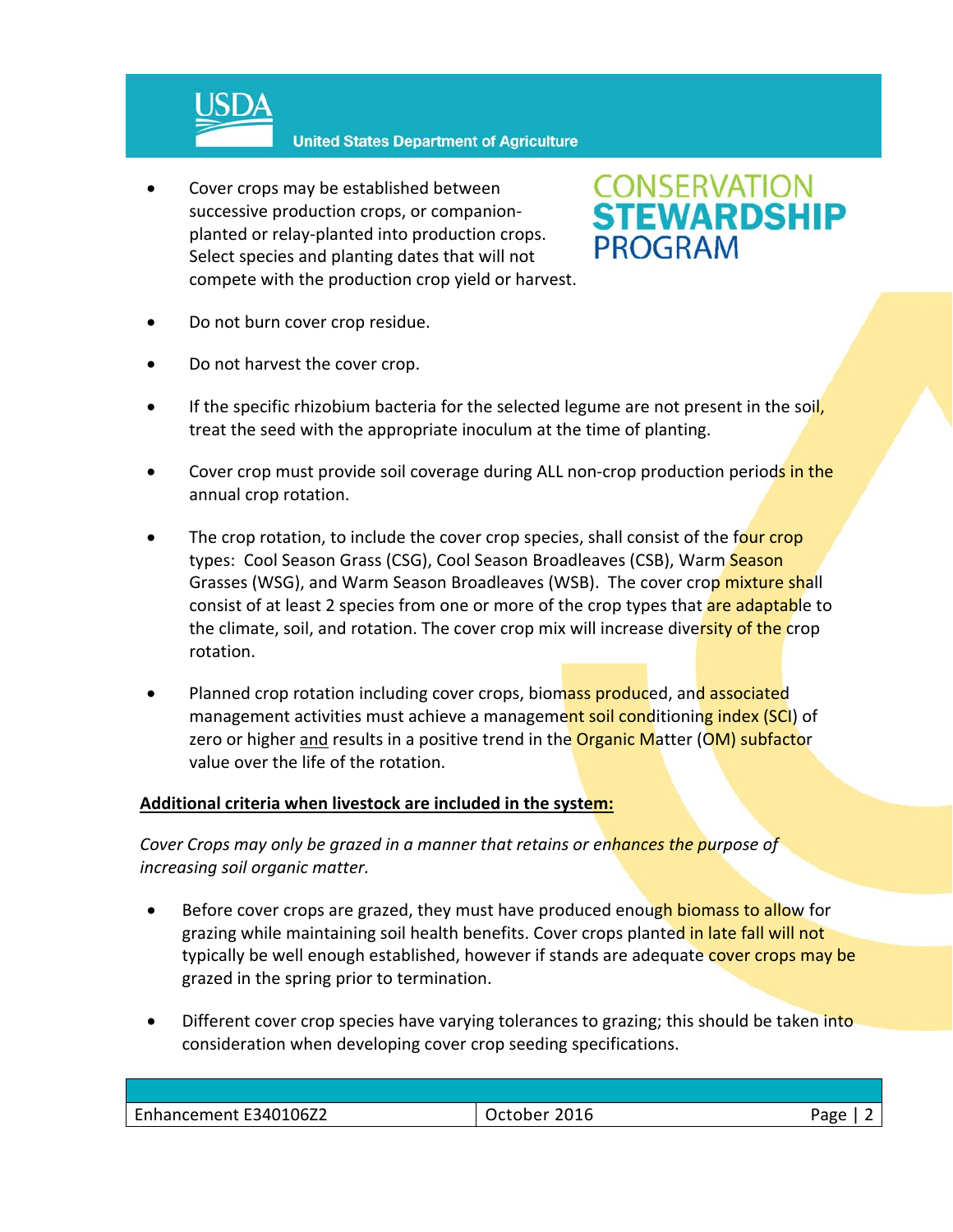- Cover crops may be established between successive production crops, or companion-planted or relay-planted into production crops. Select species and planting dates that will not compete with the production crop yield or harvest.
- Do not burn cover crop residue.
- Do not harvest the cover crop.
- If the specific rhizobium bacteria for the selected legume are not present in the soil, treat the seed with the appropriate inoculum at the time of planting.
- Cover crop must provide soil coverage during ALL non-crop production periods in the annual crop rotation.
- The crop rotation, to include the cover crop species, shall consist of the four crop types: Cool Season Grass (CSG), Cool Season Broadleaves (CSB), Warm Season Grasses (WSG), and Warm Season Broadleaves (WSB). The cover crop mixture shall consist of at least 2 species from one or more of the crop types that are adaptable to the climate, soil, and rotation. The cover crop mix will increase diversity of the crop rotation.
- Planned crop rotation including cover crops, biomass produced, and associated management activities must achieve a management soil conditioning index (SCI) of zero or higher <u>and</u> results in a positive trend in the Organic Matter (OM) subfactor value over the life of the rotation.

**<u>Additional criteria when livestock are included in the system:</u>**

*Cover Crops may only be grazed in a manner that retains or enhances the purpose of increasing soil organic matter.*

- Before cover crops are grazed, they must have produced enough biomass to allow for grazing while maintaining soil health benefits. Cover crops planted in late fall will not typically be well enough established, however if stands are adequate cover crops may be grazed in the spring prior to termination.
- Different cover crop species have varying tolerances to grazing; this should be taken into consideration when developing cover crop seeding specifications.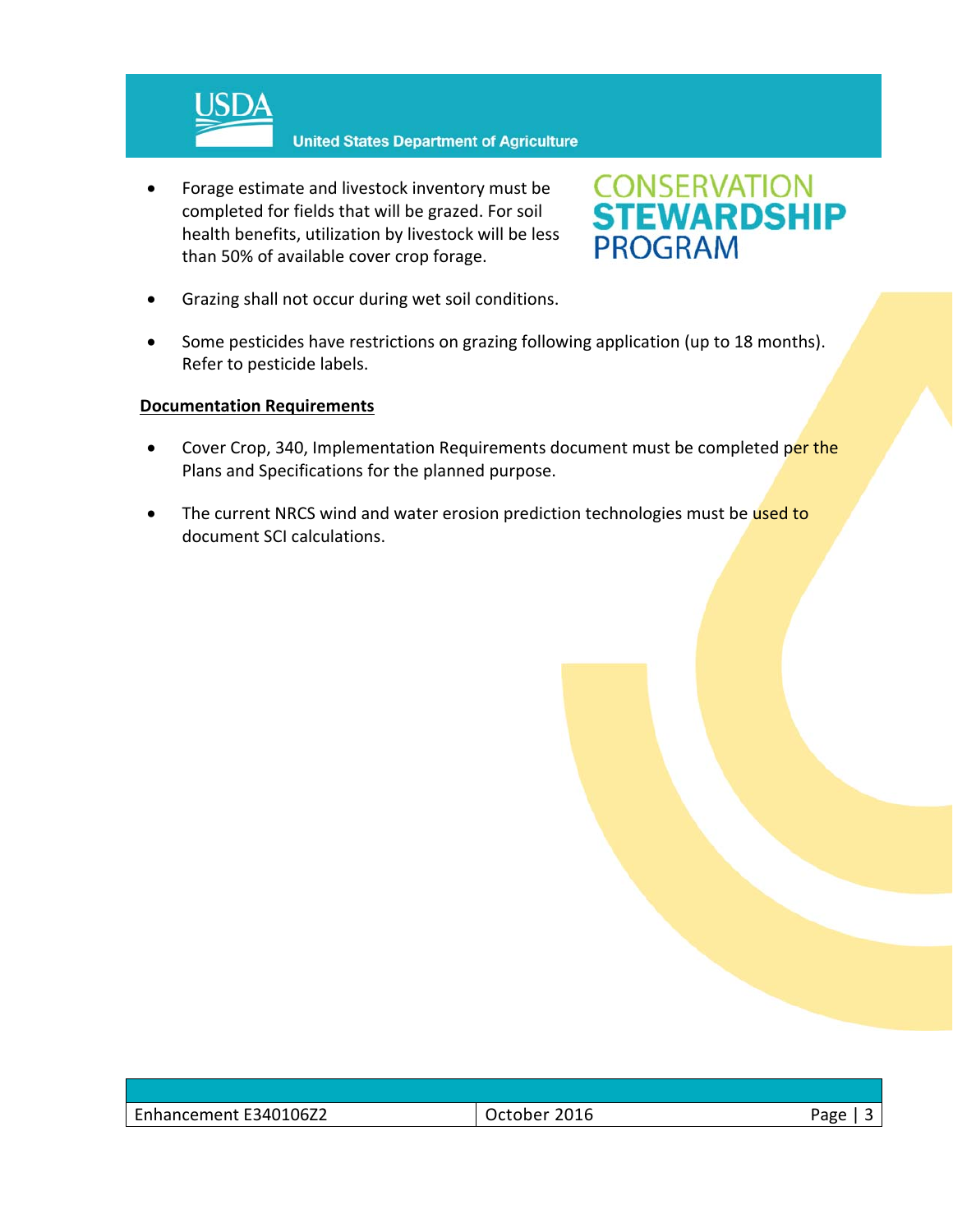- Forage estimate and livestock inventory must be completed for fields that will be grazed. For soil health benefits, utilization by livestock will be less than 50% of available cover crop forage.

- Grazing shall not occur during wet soil conditions.

- Some pesticides have restrictions on grazing following application (up to 18 months). Refer to pesticide labels.

**Documentation Requirements**

- Cover Crop, 340, Implementation Requirements document must be completed per the Plans and Specifications for the planned purpose.

- The current NRCS wind and water erosion prediction technologies must be used to document SCI calculations.